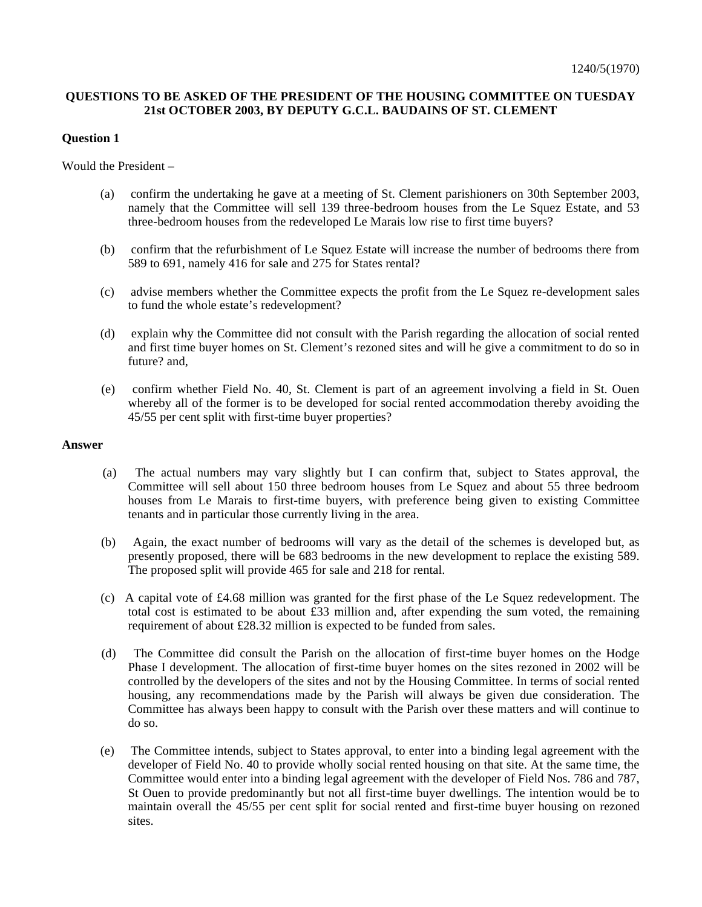1240/5(1970)

**QUESTIONS TO BE ASKED OF THE PRESIDENT OF THE HOUSING COMMITTEE ON TUESDAY 21st OCTOBER 2003, BY DEPUTY G.C.L. BAUDAINS OF ST. CLEMENT**

**Question 1**

Would the President –

(a) confirm the undertaking he gave at a meeting of St. Clement parishioners on 30th September 2003, namely that the Committee will sell 139 three-bedroom houses from the Le Squez Estate, and 53 three-bedroom houses from the redeveloped Le Marais low rise to first time buyers?

(b) confirm that the refurbishment of Le Squez Estate will increase the number of bedrooms there from 589 to 691, namely 416 for sale and 275 for States rental?

(c) advise members whether the Committee expects the profit from the Le Squez re-development sales to fund the whole estate's redevelopment?

(d) explain why the Committee did not consult with the Parish regarding the allocation of social rented and first time buyer homes on St. Clement's rezoned sites and will he give a commitment to do so in future? and,

(e) confirm whether Field No. 40, St. Clement is part of an agreement involving a field in St. Ouen whereby all of the former is to be developed for social rented accommodation thereby avoiding the 45/55 per cent split with first-time buyer properties?

**Answer**

(a) The actual numbers may vary slightly but I can confirm that, subject to States approval, the Committee will sell about 150 three bedroom houses from Le Squez and about 55 three bedroom houses from Le Marais to first-time buyers, with preference being given to existing Committee tenants and in particular those currently living in the area.

(b) Again, the exact number of bedrooms will vary as the detail of the schemes is developed but, as presently proposed, there will be 683 bedrooms in the new development to replace the existing 589. The proposed split will provide 465 for sale and 218 for rental.

(c) A capital vote of £4.68 million was granted for the first phase of the Le Squez redevelopment. The total cost is estimated to be about £33 million and, after expending the sum voted, the remaining requirement of about £28.32 million is expected to be funded from sales.

(d) The Committee did consult the Parish on the allocation of first-time buyer homes on the Hodge Phase I development. The allocation of first-time buyer homes on the sites rezoned in 2002 will be controlled by the developers of the sites and not by the Housing Committee. In terms of social rented housing, any recommendations made by the Parish will always be given due consideration. The Committee has always been happy to consult with the Parish over these matters and will continue to do so.

(e) The Committee intends, subject to States approval, to enter into a binding legal agreement with the developer of Field No. 40 to provide wholly social rented housing on that site. At the same time, the Committee would enter into a binding legal agreement with the developer of Field Nos. 786 and 787, St Ouen to provide predominantly but not all first-time buyer dwellings. The intention would be to maintain overall the 45/55 per cent split for social rented and first-time buyer housing on rezoned sites.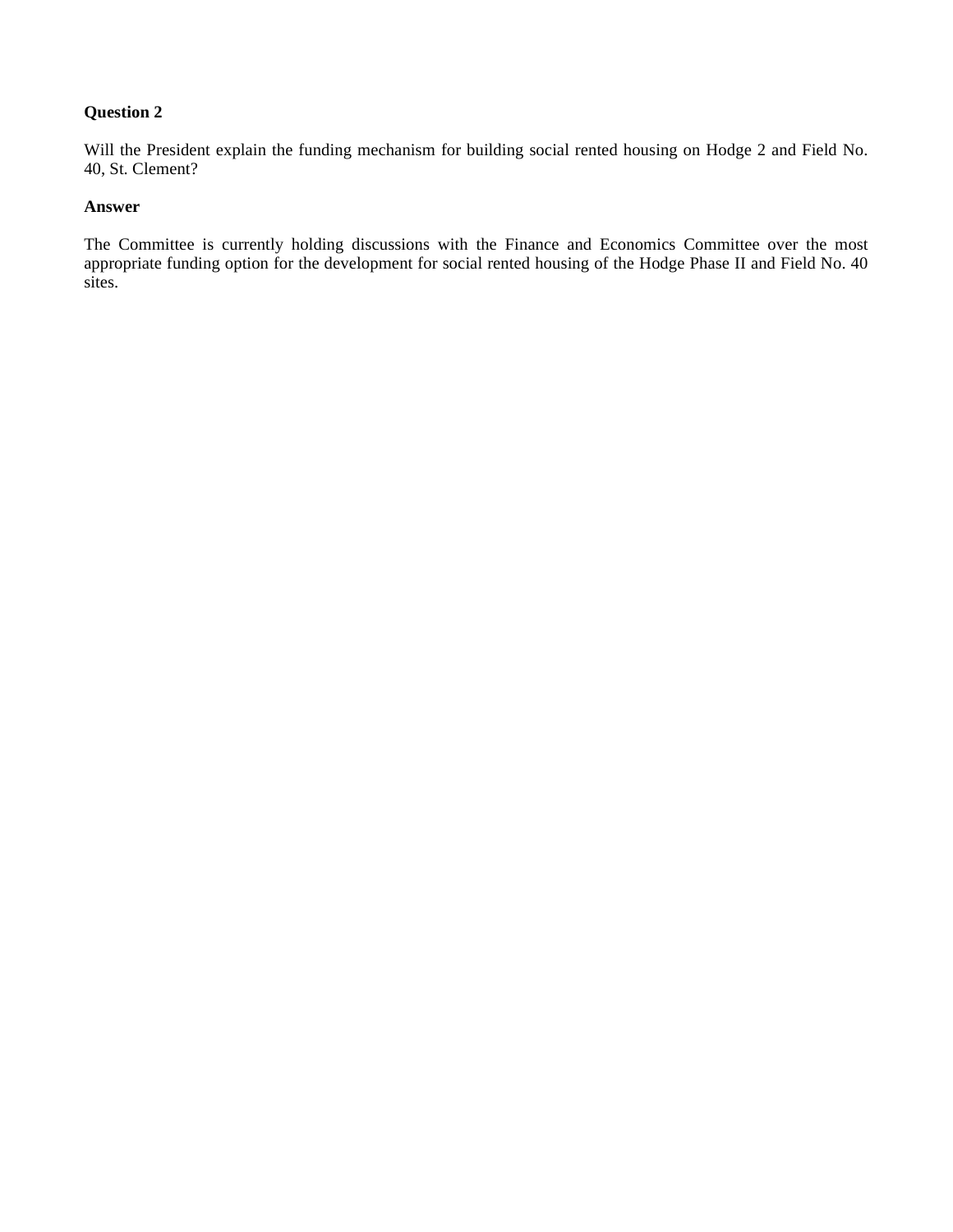**Question 2**

Will the President explain the funding mechanism for building social rented housing on Hodge 2 and Field No. 40, St. Clement?

**Answer**

The Committee is currently holding discussions with the Finance and Economics Committee over the most appropriate funding option for the development for social rented housing of the Hodge Phase II and Field No. 40 sites.